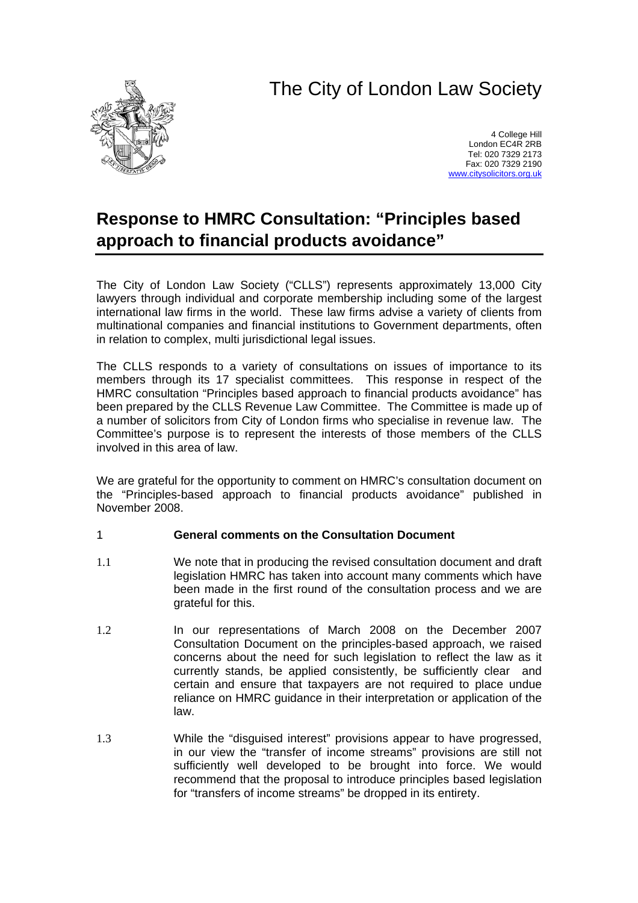# The City of London Law Society

4 College Hill
London EC4R 2RB
Tel: 020 7329 2173
Fax: 020 7329 2190
www.citysolicitors.org.uk

## Response to HMRC Consultation: "Principles based approach to financial products avoidance"

The City of London Law Society ("CLLS") represents approximately 13,000 City lawyers through individual and corporate membership including some of the largest international law firms in the world. These law firms advise a variety of clients from multinational companies and financial institutions to Government departments, often in relation to complex, multi jurisdictional legal issues.

The CLLS responds to a variety of consultations on issues of importance to its members through its 17 specialist committees. This response in respect of the HMRC consultation "Principles based approach to financial products avoidance" has been prepared by the CLLS Revenue Law Committee. The Committee is made up of a number of solicitors from City of London firms who specialise in revenue law. The Committee's purpose is to represent the interests of those members of the CLLS involved in this area of law.

We are grateful for the opportunity to comment on HMRC's consultation document on the "Principles-based approach to financial products avoidance" published in November 2008.

### 1 General comments on the Consultation Document

1.1 We note that in producing the revised consultation document and draft legislation HMRC has taken into account many comments which have been made in the first round of the consultation process and we are grateful for this.

1.2 In our representations of March 2008 on the December 2007 Consultation Document on the principles-based approach, we raised concerns about the need for such legislation to reflect the law as it currently stands, be applied consistently, be sufficiently clear and certain and ensure that taxpayers are not required to place undue reliance on HMRC guidance in their interpretation or application of the law.

1.3 While the "disguised interest" provisions appear to have progressed, in our view the "transfer of income streams" provisions are still not sufficiently well developed to be brought into force. We would recommend that the proposal to introduce principles based legislation for "transfers of income streams" be dropped in its entirety.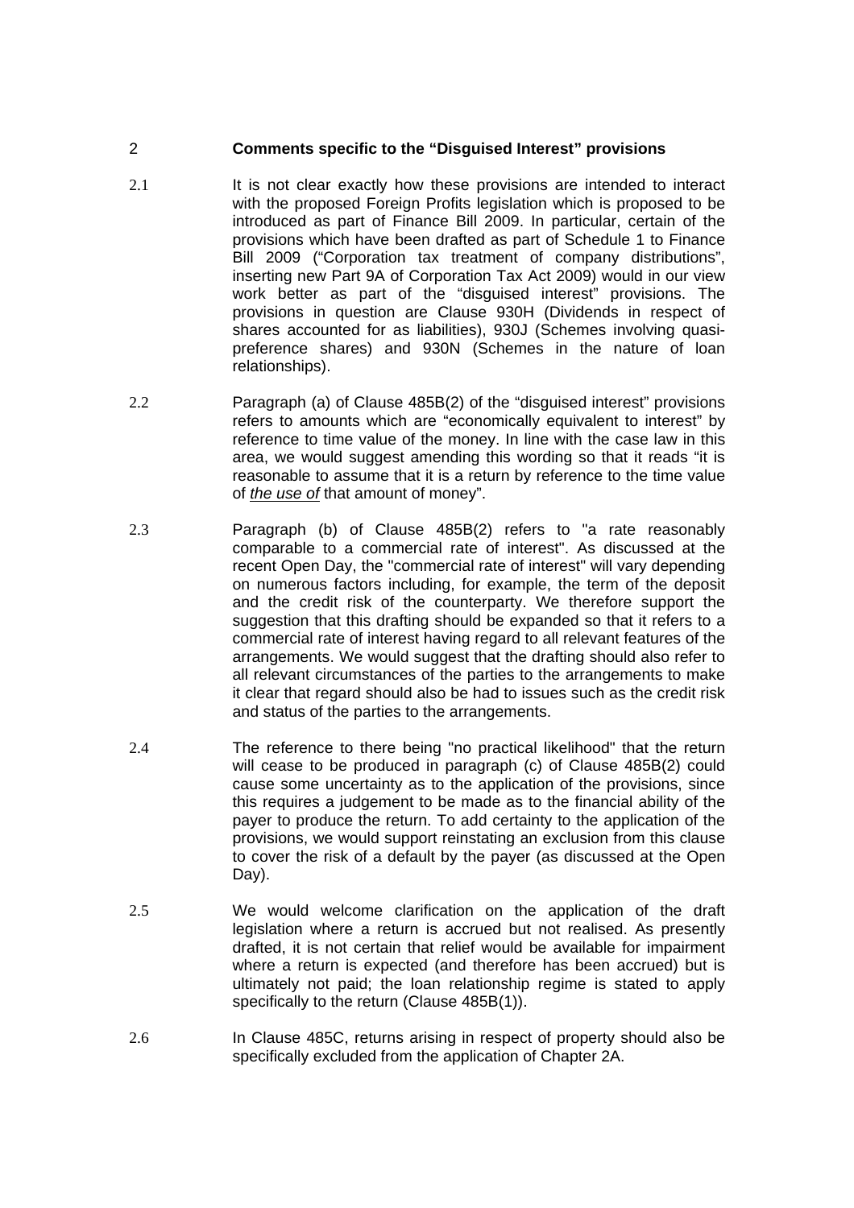## 2 Comments specific to the "Disguised Interest" provisions

2.1 It is not clear exactly how these provisions are intended to interact with the proposed Foreign Profits legislation which is proposed to be introduced as part of Finance Bill 2009. In particular, certain of the provisions which have been drafted as part of Schedule 1 to Finance Bill 2009 ("Corporation tax treatment of company distributions", inserting new Part 9A of Corporation Tax Act 2009) would in our view work better as part of the "disguised interest" provisions. The provisions in question are Clause 930H (Dividends in respect of shares accounted for as liabilities), 930J (Schemes involving quasi-preference shares) and 930N (Schemes in the nature of loan relationships).

2.2 Paragraph (a) of Clause 485B(2) of the "disguised interest" provisions refers to amounts which are "economically equivalent to interest" by reference to time value of the money. In line with the case law in this area, we would suggest amending this wording so that it reads "it is reasonable to assume that it is a return by reference to the time value of *the use of* that amount of money".

2.3 Paragraph (b) of Clause 485B(2) refers to "a rate reasonably comparable to a commercial rate of interest". As discussed at the recent Open Day, the "commercial rate of interest" will vary depending on numerous factors including, for example, the term of the deposit and the credit risk of the counterparty. We therefore support the suggestion that this drafting should be expanded so that it refers to a commercial rate of interest having regard to all relevant features of the arrangements. We would suggest that the drafting should also refer to all relevant circumstances of the parties to the arrangements to make it clear that regard should also be had to issues such as the credit risk and status of the parties to the arrangements.

2.4 The reference to there being "no practical likelihood" that the return will cease to be produced in paragraph (c) of Clause 485B(2) could cause some uncertainty as to the application of the provisions, since this requires a judgement to be made as to the financial ability of the payer to produce the return. To add certainty to the application of the provisions, we would support reinstating an exclusion from this clause to cover the risk of a default by the payer (as discussed at the Open Day).

2.5 We would welcome clarification on the application of the draft legislation where a return is accrued but not realised. As presently drafted, it is not certain that relief would be available for impairment where a return is expected (and therefore has been accrued) but is ultimately not paid; the loan relationship regime is stated to apply specifically to the return (Clause 485B(1)).

2.6 In Clause 485C, returns arising in respect of property should also be specifically excluded from the application of Chapter 2A.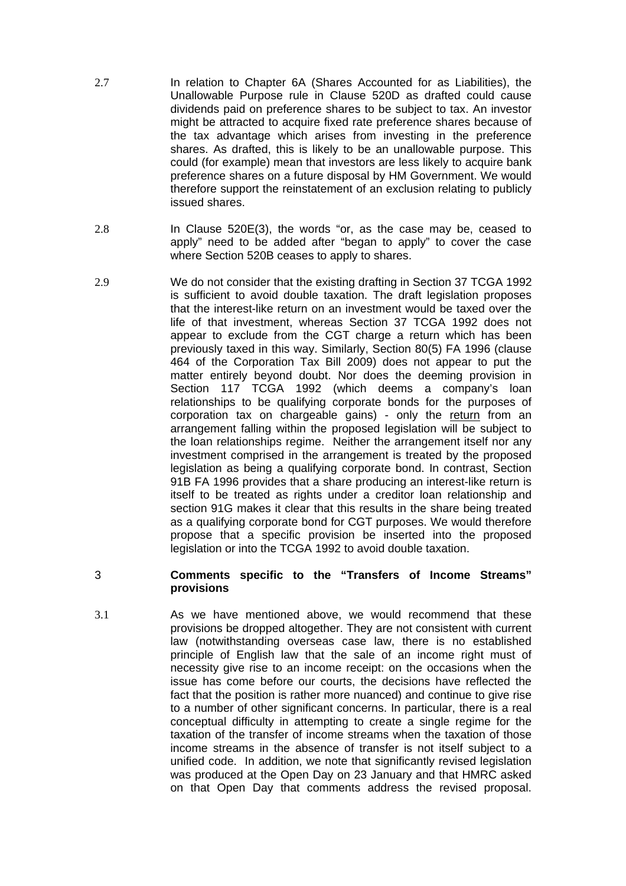2.7 In relation to Chapter 6A (Shares Accounted for as Liabilities), the Unallowable Purpose rule in Clause 520D as drafted could cause dividends paid on preference shares to be subject to tax. An investor might be attracted to acquire fixed rate preference shares because of the tax advantage which arises from investing in the preference shares. As drafted, this is likely to be an unallowable purpose. This could (for example) mean that investors are less likely to acquire bank preference shares on a future disposal by HM Government. We would therefore support the reinstatement of an exclusion relating to publicly issued shares.

2.8 In Clause 520E(3), the words "or, as the case may be, ceased to apply" need to be added after "began to apply" to cover the case where Section 520B ceases to apply to shares.

2.9 We do not consider that the existing drafting in Section 37 TCGA 1992 is sufficient to avoid double taxation. The draft legislation proposes that the interest-like return on an investment would be taxed over the life of that investment, whereas Section 37 TCGA 1992 does not appear to exclude from the CGT charge a return which has been previously taxed in this way. Similarly, Section 80(5) FA 1996 (clause 464 of the Corporation Tax Bill 2009) does not appear to put the matter entirely beyond doubt. Nor does the deeming provision in Section 117 TCGA 1992 (which deems a company's loan relationships to be qualifying corporate bonds for the purposes of corporation tax on chargeable gains) - only the <u>return</u> from an arrangement falling within the proposed legislation will be subject to the loan relationships regime. Neither the arrangement itself nor any investment comprised in the arrangement is treated by the proposed legislation as being a qualifying corporate bond. In contrast, Section 91B FA 1996 provides that a share producing an interest-like return is itself to be treated as rights under a creditor loan relationship and section 91G makes it clear that this results in the share being treated as a qualifying corporate bond for CGT purposes. We would therefore propose that a specific provision be inserted into the proposed legislation or into the TCGA 1992 to avoid double taxation.

## 3 Comments specific to the "Transfers of Income Streams" provisions

3.1 As we have mentioned above, we would recommend that these provisions be dropped altogether. They are not consistent with current law (notwithstanding overseas case law, there is no established principle of English law that the sale of an income right must of necessity give rise to an income receipt: on the occasions when the issue has come before our courts, the decisions have reflected the fact that the position is rather more nuanced) and continue to give rise to a number of other significant concerns. In particular, there is a real conceptual difficulty in attempting to create a single regime for the taxation of the transfer of income streams when the taxation of those income streams in the absence of transfer is not itself subject to a unified code. In addition, we note that significantly revised legislation was produced at the Open Day on 23 January and that HMRC asked on that Open Day that comments address the revised proposal.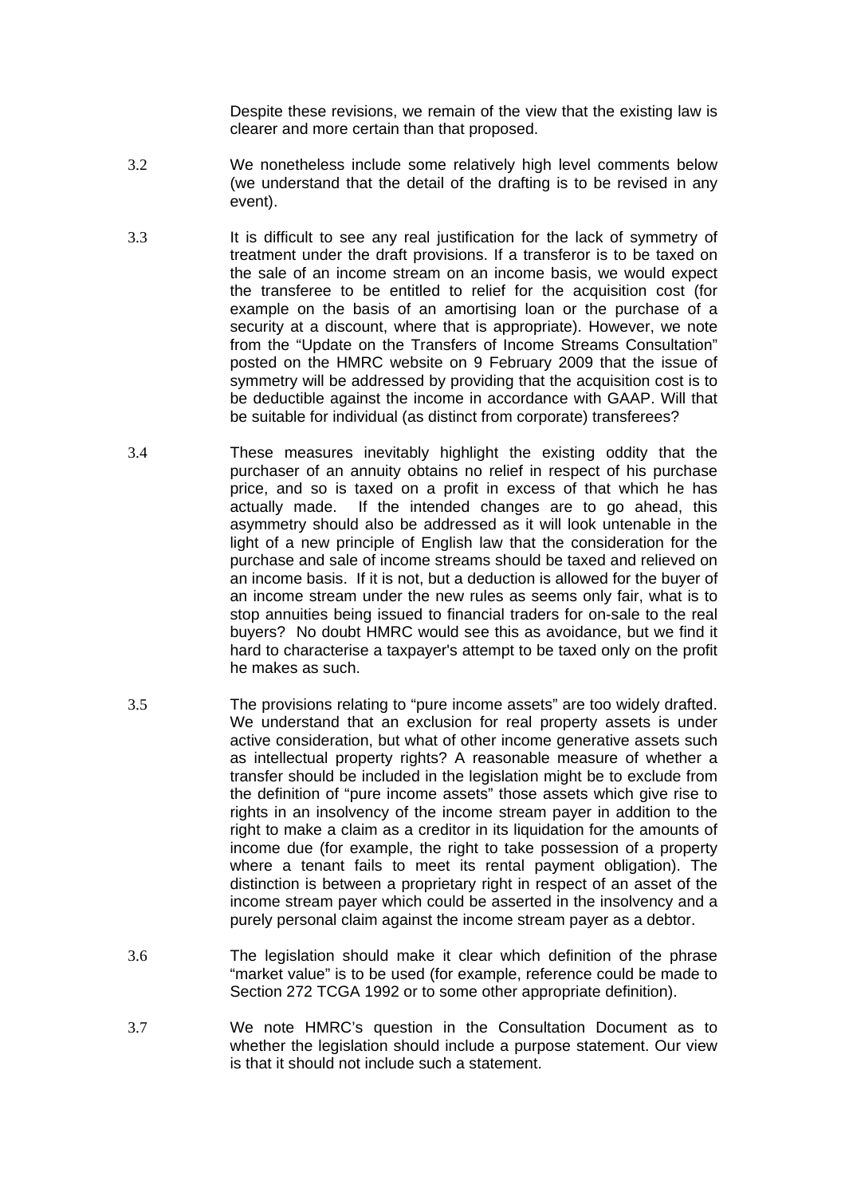Despite these revisions, we remain of the view that the existing law is clearer and more certain than that proposed.

3.2 We nonetheless include some relatively high level comments below (we understand that the detail of the drafting is to be revised in any event).

3.3 It is difficult to see any real justification for the lack of symmetry of treatment under the draft provisions. If a transferor is to be taxed on the sale of an income stream on an income basis, we would expect the transferee to be entitled to relief for the acquisition cost (for example on the basis of an amortising loan or the purchase of a security at a discount, where that is appropriate). However, we note from the "Update on the Transfers of Income Streams Consultation" posted on the HMRC website on 9 February 2009 that the issue of symmetry will be addressed by providing that the acquisition cost is to be deductible against the income in accordance with GAAP. Will that be suitable for individual (as distinct from corporate) transferees?

3.4 These measures inevitably highlight the existing oddity that the purchaser of an annuity obtains no relief in respect of his purchase price, and so is taxed on a profit in excess of that which he has actually made. If the intended changes are to go ahead, this asymmetry should also be addressed as it will look untenable in the light of a new principle of English law that the consideration for the purchase and sale of income streams should be taxed and relieved on an income basis. If it is not, but a deduction is allowed for the buyer of an income stream under the new rules as seems only fair, what is to stop annuities being issued to financial traders for on-sale to the real buyers? No doubt HMRC would see this as avoidance, but we find it hard to characterise a taxpayer's attempt to be taxed only on the profit he makes as such.

3.5 The provisions relating to "pure income assets" are too widely drafted. We understand that an exclusion for real property assets is under active consideration, but what of other income generative assets such as intellectual property rights? A reasonable measure of whether a transfer should be included in the legislation might be to exclude from the definition of "pure income assets" those assets which give rise to rights in an insolvency of the income stream payer in addition to the right to make a claim as a creditor in its liquidation for the amounts of income due (for example, the right to take possession of a property where a tenant fails to meet its rental payment obligation). The distinction is between a proprietary right in respect of an asset of the income stream payer which could be asserted in the insolvency and a purely personal claim against the income stream payer as a debtor.

3.6 The legislation should make it clear which definition of the phrase "market value" is to be used (for example, reference could be made to Section 272 TCGA 1992 or to some other appropriate definition).

3.7 We note HMRC's question in the Consultation Document as to whether the legislation should include a purpose statement. Our view is that it should not include such a statement.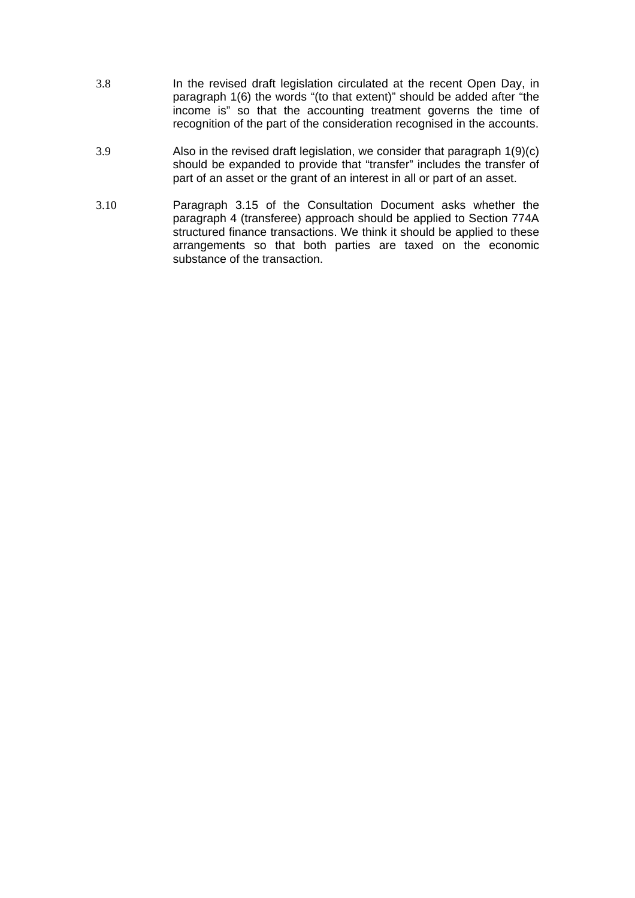3.8 In the revised draft legislation circulated at the recent Open Day, in paragraph 1(6) the words "(to that extent)" should be added after "the income is" so that the accounting treatment governs the time of recognition of the part of the consideration recognised in the accounts.

3.9 Also in the revised draft legislation, we consider that paragraph 1(9)(c) should be expanded to provide that "transfer" includes the transfer of part of an asset or the grant of an interest in all or part of an asset.

3.10 Paragraph 3.15 of the Consultation Document asks whether the paragraph 4 (transferee) approach should be applied to Section 774A structured finance transactions. We think it should be applied to these arrangements so that both parties are taxed on the economic substance of the transaction.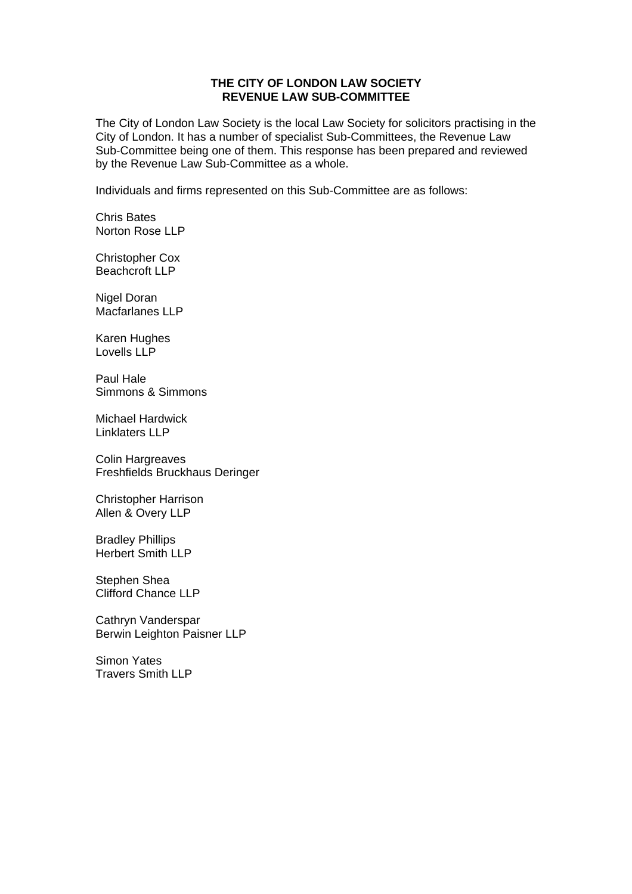**THE CITY OF LONDON LAW SOCIETY**
**REVENUE LAW SUB-COMMITTEE**

The City of London Law Society is the local Law Society for solicitors practising in the City of London. It has a number of specialist Sub-Committees, the Revenue Law Sub-Committee being one of them. This response has been prepared and reviewed by the Revenue Law Sub-Committee as a whole.

Individuals and firms represented on this Sub-Committee are as follows:

Chris Bates
Norton Rose LLP

Christopher Cox
Beachcroft LLP

Nigel Doran
Macfarlanes LLP

Karen Hughes
Lovells LLP

Paul Hale
Simmons & Simmons

Michael Hardwick
Linklaters LLP

Colin Hargreaves
Freshfields Bruckhaus Deringer

Christopher Harrison
Allen & Overy LLP

Bradley Phillips
Herbert Smith LLP

Stephen Shea
Clifford Chance LLP

Cathryn Vanderspar
Berwin Leighton Paisner LLP

Simon Yates
Travers Smith LLP